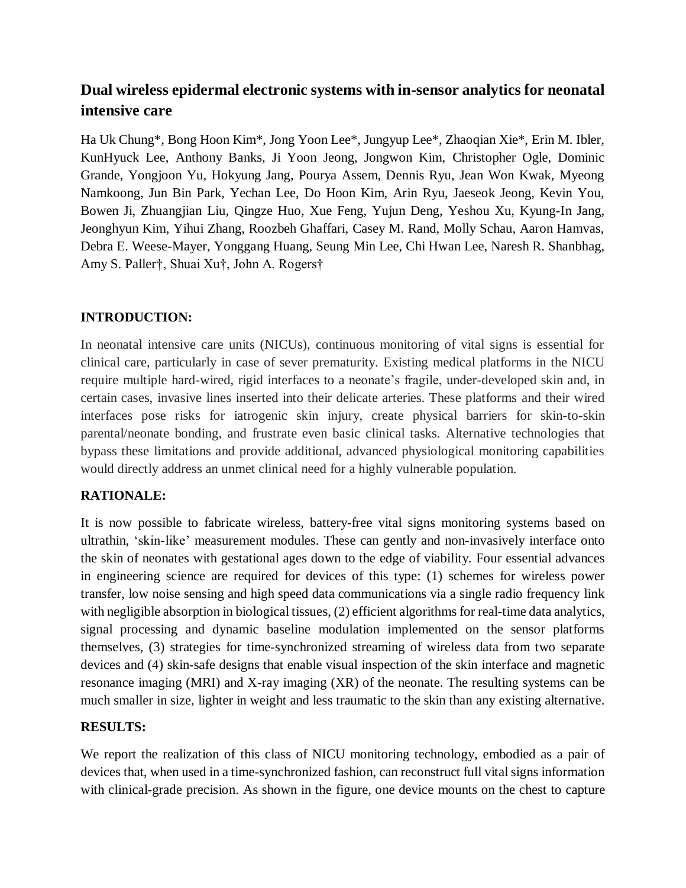# Dual wireless epidermal electronic systems with in-sensor analytics for neonatal intensive care

Ha Uk Chung*, Bong Hoon Kim*, Jong Yoon Lee*, Jungyup Lee*, Zhaoqian Xie*, Erin M. Ibler, KunHyuck Lee, Anthony Banks, Ji Yoon Jeong, Jongwon Kim, Christopher Ogle, Dominic Grande, Yongjoon Yu, Hokyung Jang, Pourya Assem, Dennis Ryu, Jean Won Kwak, Myeong Namkoong, Jun Bin Park, Yechan Lee, Do Hoon Kim, Arin Ryu, Jaeseok Jeong, Kevin You, Bowen Ji, Zhuangjian Liu, Qingze Huo, Xue Feng, Yujun Deng, Yeshou Xu, Kyung-In Jang, Jeonghyun Kim, Yihui Zhang, Roozbeh Ghaffari, Casey M. Rand, Molly Schau, Aaron Hamvas, Debra E. Weese-Mayer, Yonggang Huang, Seung Min Lee, Chi Hwan Lee, Naresh R. Shanbhag, Amy S. Paller†, Shuai Xu†, John A. Rogers†

## INTRODUCTION:

In neonatal intensive care units (NICUs), continuous monitoring of vital signs is essential for clinical care, particularly in case of sever prematurity. Existing medical platforms in the NICU require multiple hard-wired, rigid interfaces to a neonate's fragile, under-developed skin and, in certain cases, invasive lines inserted into their delicate arteries. These platforms and their wired interfaces pose risks for iatrogenic skin injury, create physical barriers for skin-to-skin parental/neonate bonding, and frustrate even basic clinical tasks. Alternative technologies that bypass these limitations and provide additional, advanced physiological monitoring capabilities would directly address an unmet clinical need for a highly vulnerable population.

## RATIONALE:

It is now possible to fabricate wireless, battery-free vital signs monitoring systems based on ultrathin, 'skin-like' measurement modules. These can gently and non-invasively interface onto the skin of neonates with gestational ages down to the edge of viability. Four essential advances in engineering science are required for devices of this type: (1) schemes for wireless power transfer, low noise sensing and high speed data communications via a single radio frequency link with negligible absorption in biological tissues, (2) efficient algorithms for real-time data analytics, signal processing and dynamic baseline modulation implemented on the sensor platforms themselves, (3) strategies for time-synchronized streaming of wireless data from two separate devices and (4) skin-safe designs that enable visual inspection of the skin interface and magnetic resonance imaging (MRI) and X-ray imaging (XR) of the neonate. The resulting systems can be much smaller in size, lighter in weight and less traumatic to the skin than any existing alternative.

## RESULTS:

We report the realization of this class of NICU monitoring technology, embodied as a pair of devices that, when used in a time-synchronized fashion, can reconstruct full vital signs information with clinical-grade precision. As shown in the figure, one device mounts on the chest to capture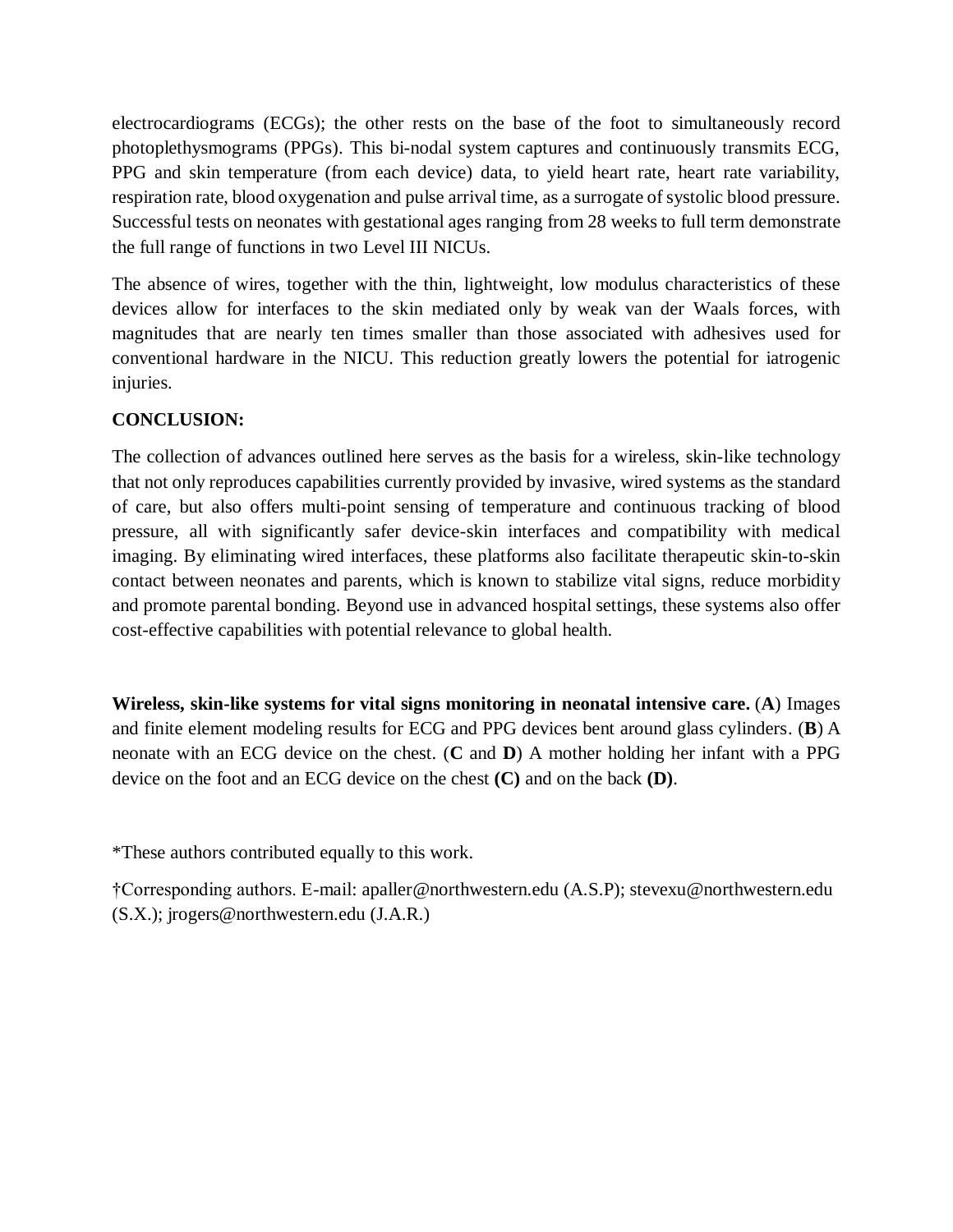electrocardiograms (ECGs); the other rests on the base of the foot to simultaneously record photoplethysmograms (PPGs). This bi-nodal system captures and continuously transmits ECG, PPG and skin temperature (from each device) data, to yield heart rate, heart rate variability, respiration rate, blood oxygenation and pulse arrival time, as a surrogate of systolic blood pressure. Successful tests on neonates with gestational ages ranging from 28 weeks to full term demonstrate the full range of functions in two Level III NICUs.

The absence of wires, together with the thin, lightweight, low modulus characteristics of these devices allow for interfaces to the skin mediated only by weak van der Waals forces, with magnitudes that are nearly ten times smaller than those associated with adhesives used for conventional hardware in the NICU. This reduction greatly lowers the potential for iatrogenic injuries.

**CONCLUSION:**

The collection of advances outlined here serves as the basis for a wireless, skin-like technology that not only reproduces capabilities currently provided by invasive, wired systems as the standard of care, but also offers multi-point sensing of temperature and continuous tracking of blood pressure, all with significantly safer device-skin interfaces and compatibility with medical imaging. By eliminating wired interfaces, these platforms also facilitate therapeutic skin-to-skin contact between neonates and parents, which is known to stabilize vital signs, reduce morbidity and promote parental bonding. Beyond use in advanced hospital settings, these systems also offer cost-effective capabilities with potential relevance to global health.

**Wireless, skin-like systems for vital signs monitoring in neonatal intensive care.** (**A**) Images and finite element modeling results for ECG and PPG devices bent around glass cylinders. (**B**) A neonate with an ECG device on the chest. (**C** and **D**) A mother holding her infant with a PPG device on the foot and an ECG device on the chest **(C)** and on the back **(D)**.

*These authors contributed equally to this work.

†Corresponding authors. E-mail: apaller@northwestern.edu (A.S.P); stevexu@northwestern.edu (S.X.); jrogers@northwestern.edu (J.A.R.)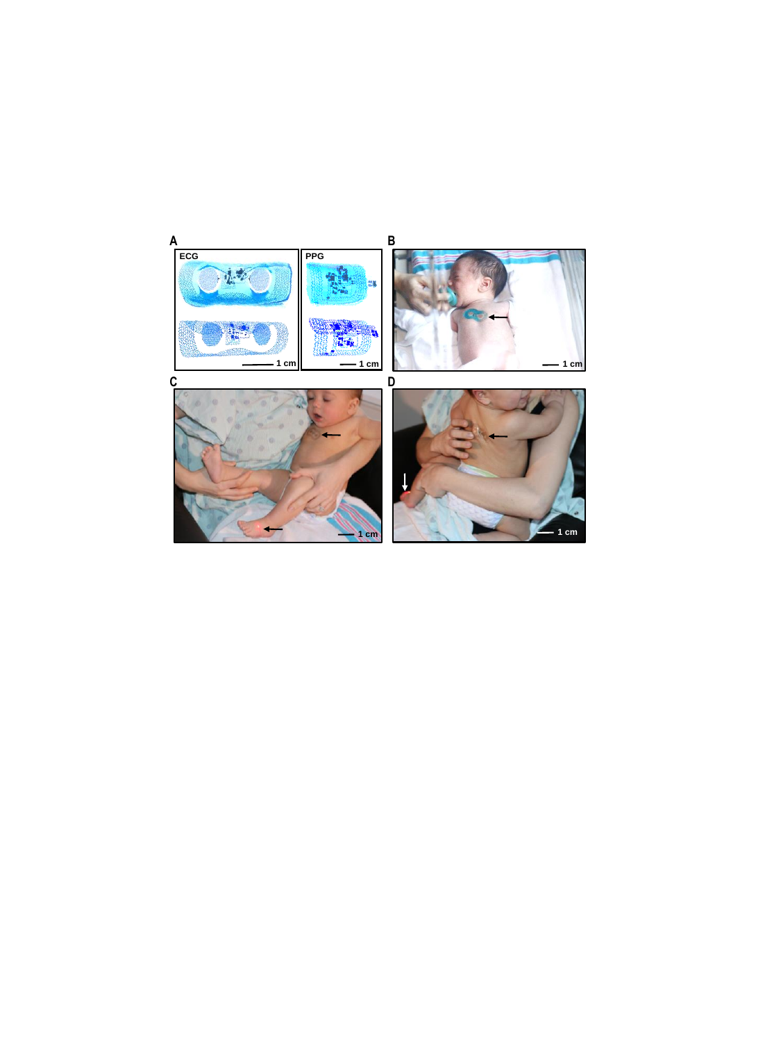A

ECG

1 cm

PPG

1 cm

B

1 cm

C

1 cm

D

1 cm